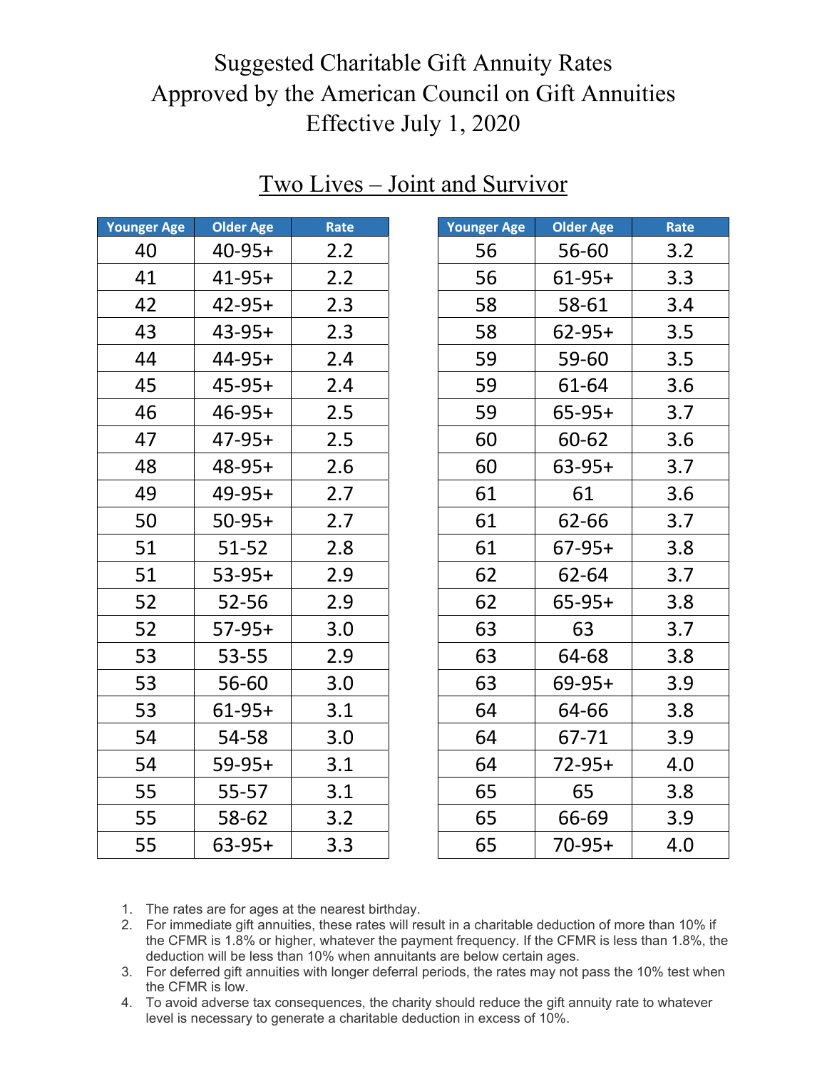# Suggested Charitable Gift Annuity Rates
# Approved by the American Council on Gift Annuities
# Effective July 1, 2020

## Two Lives – Joint and Survivor

| Younger Age | Older Age | Rate |
|---|---|---|
| 40 | 40-95+ | 2.2 |
| 41 | 41-95+ | 2.2 |
| 42 | 42-95+ | 2.3 |
| 43 | 43-95+ | 2.3 |
| 44 | 44-95+ | 2.4 |
| 45 | 45-95+ | 2.4 |
| 46 | 46-95+ | 2.5 |
| 47 | 47-95+ | 2.5 |
| 48 | 48-95+ | 2.6 |
| 49 | 49-95+ | 2.7 |
| 50 | 50-95+ | 2.7 |
| 51 | 51-52 | 2.8 |
| 51 | 53-95+ | 2.9 |
| 52 | 52-56 | 2.9 |
| 52 | 57-95+ | 3.0 |
| 53 | 53-55 | 2.9 |
| 53 | 56-60 | 3.0 |
| 53 | 61-95+ | 3.1 |
| 54 | 54-58 | 3.0 |
| 54 | 59-95+ | 3.1 |
| 55 | 55-57 | 3.1 |
| 55 | 58-62 | 3.2 |
| 55 | 63-95+ | 3.3 |
| 56 | 56-60 | 3.2 |
| 56 | 61-95+ | 3.3 |
| 58 | 58-61 | 3.4 |
| 58 | 62-95+ | 3.5 |
| 59 | 59-60 | 3.5 |
| 59 | 61-64 | 3.6 |
| 59 | 65-95+ | 3.7 |
| 60 | 60-62 | 3.6 |
| 60 | 63-95+ | 3.7 |
| 61 | 61 | 3.6 |
| 61 | 62-66 | 3.7 |
| 61 | 67-95+ | 3.8 |
| 62 | 62-64 | 3.7 |
| 62 | 65-95+ | 3.8 |
| 63 | 63 | 3.7 |
| 63 | 64-68 | 3.8 |
| 63 | 69-95+ | 3.9 |
| 64 | 64-66 | 3.8 |
| 64 | 67-71 | 3.9 |
| 64 | 72-95+ | 4.0 |
| 65 | 65 | 3.8 |
| 65 | 66-69 | 3.9 |
| 65 | 70-95+ | 4.0 |

1. The rates are for ages at the nearest birthday.
2. For immediate gift annuities, these rates will result in a charitable deduction of more than 10% if the CFMR is 1.8% or higher, whatever the payment frequency. If the CFMR is less than 1.8%, the deduction will be less than 10% when annuitants are below certain ages.
3. For deferred gift annuities with longer deferral periods, the rates may not pass the 10% test when the CFMR is low.
4. To avoid adverse tax consequences, the charity should reduce the gift annuity rate to whatever level is necessary to generate a charitable deduction in excess of 10%.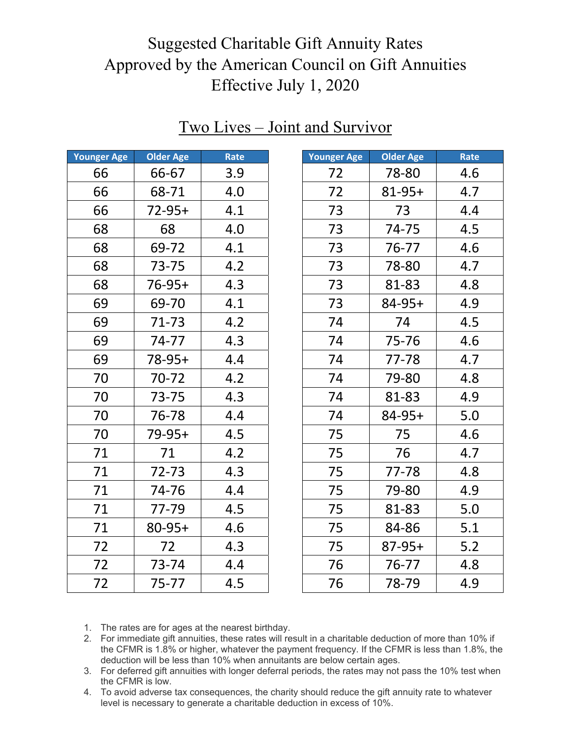# Suggested Charitable Gift Annuity Rates
# Approved by the American Council on Gift Annuities
# Effective July 1, 2020

## Two Lives – Joint and Survivor

| Younger Age | Older Age | Rate |
|---|---|---|
| 66 | 66-67 | 3.9 |
| 66 | 68-71 | 4.0 |
| 66 | 72-95+ | 4.1 |
| 68 | 68 | 4.0 |
| 68 | 69-72 | 4.1 |
| 68 | 73-75 | 4.2 |
| 68 | 76-95+ | 4.3 |
| 69 | 69-70 | 4.1 |
| 69 | 71-73 | 4.2 |
| 69 | 74-77 | 4.3 |
| 69 | 78-95+ | 4.4 |
| 70 | 70-72 | 4.2 |
| 70 | 73-75 | 4.3 |
| 70 | 76-78 | 4.4 |
| 70 | 79-95+ | 4.5 |
| 71 | 71 | 4.2 |
| 71 | 72-73 | 4.3 |
| 71 | 74-76 | 4.4 |
| 71 | 77-79 | 4.5 |
| 71 | 80-95+ | 4.6 |
| 72 | 72 | 4.3 |
| 72 | 73-74 | 4.4 |
| 72 | 75-77 | 4.5 |
| 72 | 78-80 | 4.6 |
| 72 | 81-95+ | 4.7 |
| 73 | 73 | 4.4 |
| 73 | 74-75 | 4.5 |
| 73 | 76-77 | 4.6 |
| 73 | 78-80 | 4.7 |
| 73 | 81-83 | 4.8 |
| 73 | 84-95+ | 4.9 |
| 74 | 74 | 4.5 |
| 74 | 75-76 | 4.6 |
| 74 | 77-78 | 4.7 |
| 74 | 79-80 | 4.8 |
| 74 | 81-83 | 4.9 |
| 74 | 84-95+ | 5.0 |
| 75 | 75 | 4.6 |
| 75 | 76 | 4.7 |
| 75 | 77-78 | 4.8 |
| 75 | 79-80 | 4.9 |
| 75 | 81-83 | 5.0 |
| 75 | 84-86 | 5.1 |
| 75 | 87-95+ | 5.2 |
| 76 | 76-77 | 4.8 |
| 76 | 78-79 | 4.9 |

1. The rates are for ages at the nearest birthday.
2. For immediate gift annuities, these rates will result in a charitable deduction of more than 10% if the CFMR is 1.8% or higher, whatever the payment frequency. If the CFMR is less than 1.8%, the deduction will be less than 10% when annuitants are below certain ages.
3. For deferred gift annuities with longer deferral periods, the rates may not pass the 10% test when the CFMR is low.
4. To avoid adverse tax consequences, the charity should reduce the gift annuity rate to whatever level is necessary to generate a charitable deduction in excess of 10%.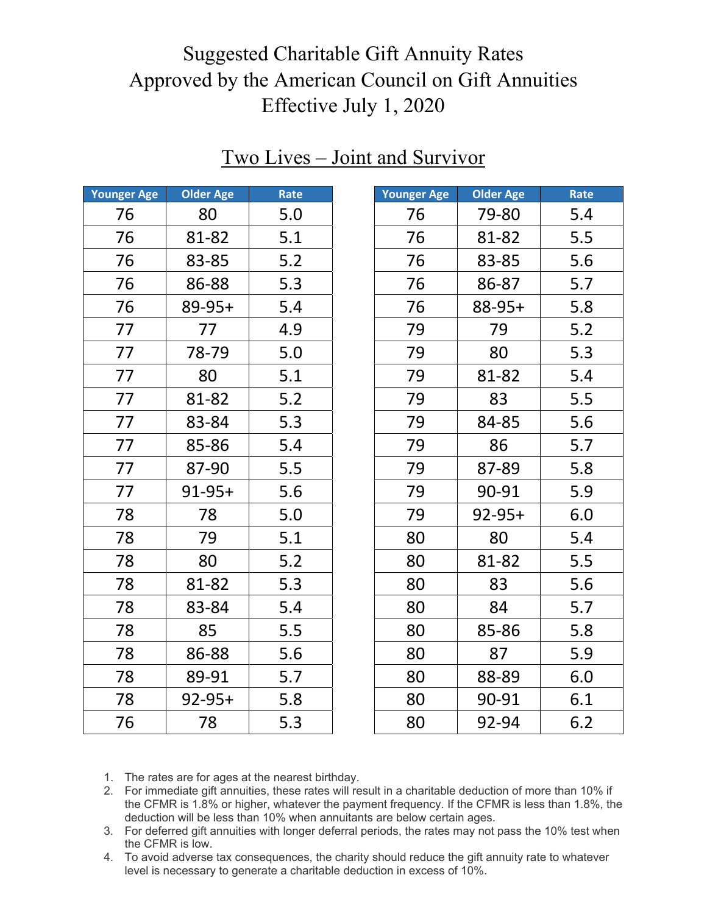# Suggested Charitable Gift Annuity Rates Approved by the American Council on Gift Annuities Effective July 1, 2020

## Two Lives – Joint and Survivor

| Younger Age | Older Age | Rate |
|---|---|---|
| 76 | 80 | 5.0 |
| 76 | 81-82 | 5.1 |
| 76 | 83-85 | 5.2 |
| 76 | 86-88 | 5.3 |
| 76 | 89-95+ | 5.4 |
| 77 | 77 | 4.9 |
| 77 | 78-79 | 5.0 |
| 77 | 80 | 5.1 |
| 77 | 81-82 | 5.2 |
| 77 | 83-84 | 5.3 |
| 77 | 85-86 | 5.4 |
| 77 | 87-90 | 5.5 |
| 77 | 91-95+ | 5.6 |
| 78 | 78 | 5.0 |
| 78 | 79 | 5.1 |
| 78 | 80 | 5.2 |
| 78 | 81-82 | 5.3 |
| 78 | 83-84 | 5.4 |
| 78 | 85 | 5.5 |
| 78 | 86-88 | 5.6 |
| 78 | 89-91 | 5.7 |
| 78 | 92-95+ | 5.8 |
| 76 | 78 | 5.3 |

| Younger Age | Older Age | Rate |
|---|---|---|
| 76 | 79-80 | 5.4 |
| 76 | 81-82 | 5.5 |
| 76 | 83-85 | 5.6 |
| 76 | 86-87 | 5.7 |
| 76 | 88-95+ | 5.8 |
| 79 | 79 | 5.2 |
| 79 | 80 | 5.3 |
| 79 | 81-82 | 5.4 |
| 79 | 83 | 5.5 |
| 79 | 84-85 | 5.6 |
| 79 | 86 | 5.7 |
| 79 | 87-89 | 5.8 |
| 79 | 90-91 | 5.9 |
| 79 | 92-95+ | 6.0 |
| 80 | 80 | 5.4 |
| 80 | 81-82 | 5.5 |
| 80 | 83 | 5.6 |
| 80 | 84 | 5.7 |
| 80 | 85-86 | 5.8 |
| 80 | 87 | 5.9 |
| 80 | 88-89 | 6.0 |
| 80 | 90-91 | 6.1 |
| 80 | 92-94 | 6.2 |

1. The rates are for ages at the nearest birthday.
2. For immediate gift annuities, these rates will result in a charitable deduction of more than 10% if the CFMR is 1.8% or higher, whatever the payment frequency. If the CFMR is less than 1.8%, the deduction will be less than 10% when annuitants are below certain ages.
3. For deferred gift annuities with longer deferral periods, the rates may not pass the 10% test when the CFMR is low.
4. To avoid adverse tax consequences, the charity should reduce the gift annuity rate to whatever level is necessary to generate a charitable deduction in excess of 10%.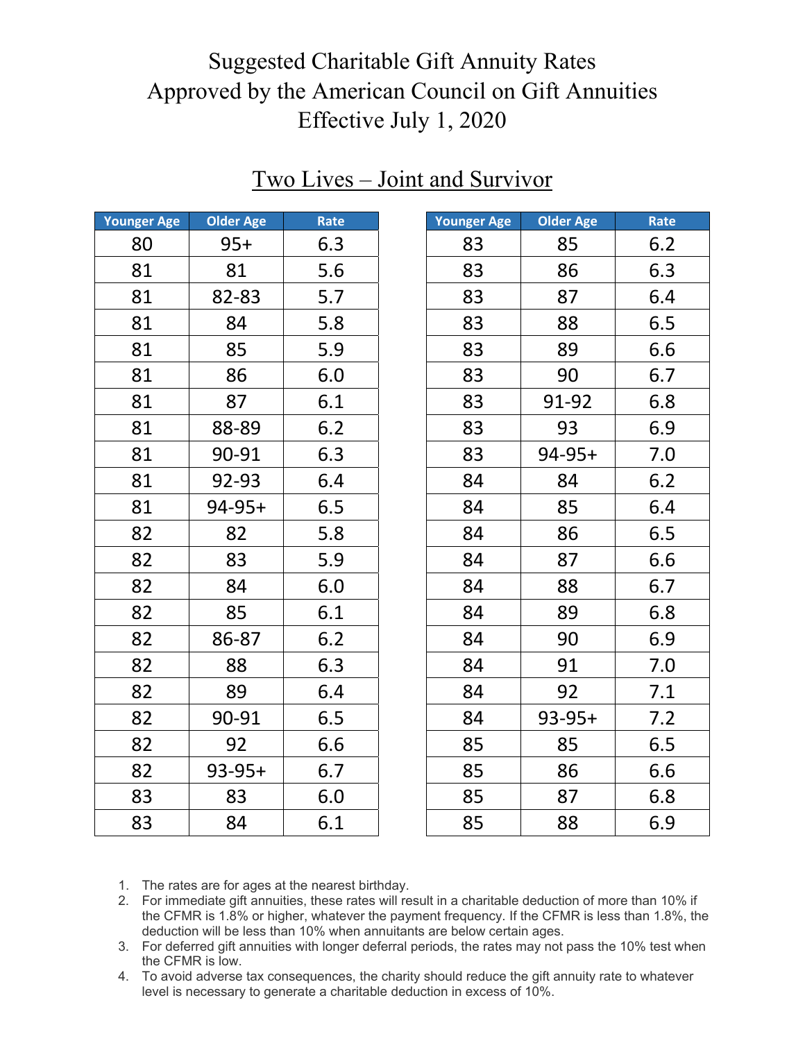# Suggested Charitable Gift Annuity Rates
# Approved by the American Council on Gift Annuities
# Effective July 1, 2020

## Two Lives – Joint and Survivor

| Younger Age | Older Age | Rate |
|---|---|---|
| 80 | 95+ | 6.3 |
| 81 | 81 | 5.6 |
| 81 | 82-83 | 5.7 |
| 81 | 84 | 5.8 |
| 81 | 85 | 5.9 |
| 81 | 86 | 6.0 |
| 81 | 87 | 6.1 |
| 81 | 88-89 | 6.2 |
| 81 | 90-91 | 6.3 |
| 81 | 92-93 | 6.4 |
| 81 | 94-95+ | 6.5 |
| 82 | 82 | 5.8 |
| 82 | 83 | 5.9 |
| 82 | 84 | 6.0 |
| 82 | 85 | 6.1 |
| 82 | 86-87 | 6.2 |
| 82 | 88 | 6.3 |
| 82 | 89 | 6.4 |
| 82 | 90-91 | 6.5 |
| 82 | 92 | 6.6 |
| 82 | 93-95+ | 6.7 |
| 83 | 83 | 6.0 |
| 83 | 84 | 6.1 |
| 83 | 85 | 6.2 |
| 83 | 86 | 6.3 |
| 83 | 87 | 6.4 |
| 83 | 88 | 6.5 |
| 83 | 89 | 6.6 |
| 83 | 90 | 6.7 |
| 83 | 91-92 | 6.8 |
| 83 | 93 | 6.9 |
| 83 | 94-95+ | 7.0 |
| 84 | 84 | 6.2 |
| 84 | 85 | 6.4 |
| 84 | 86 | 6.5 |
| 84 | 87 | 6.6 |
| 84 | 88 | 6.7 |
| 84 | 89 | 6.8 |
| 84 | 90 | 6.9 |
| 84 | 91 | 7.0 |
| 84 | 92 | 7.1 |
| 84 | 93-95+ | 7.2 |
| 85 | 85 | 6.5 |
| 85 | 86 | 6.6 |
| 85 | 87 | 6.8 |
| 85 | 88 | 6.9 |

1. The rates are for ages at the nearest birthday.
2. For immediate gift annuities, these rates will result in a charitable deduction of more than 10% if the CFMR is 1.8% or higher, whatever the payment frequency. If the CFMR is less than 1.8%, the deduction will be less than 10% when annuitants are below certain ages.
3. For deferred gift annuities with longer deferral periods, the rates may not pass the 10% test when the CFMR is low.
4. To avoid adverse tax consequences, the charity should reduce the gift annuity rate to whatever level is necessary to generate a charitable deduction in excess of 10%.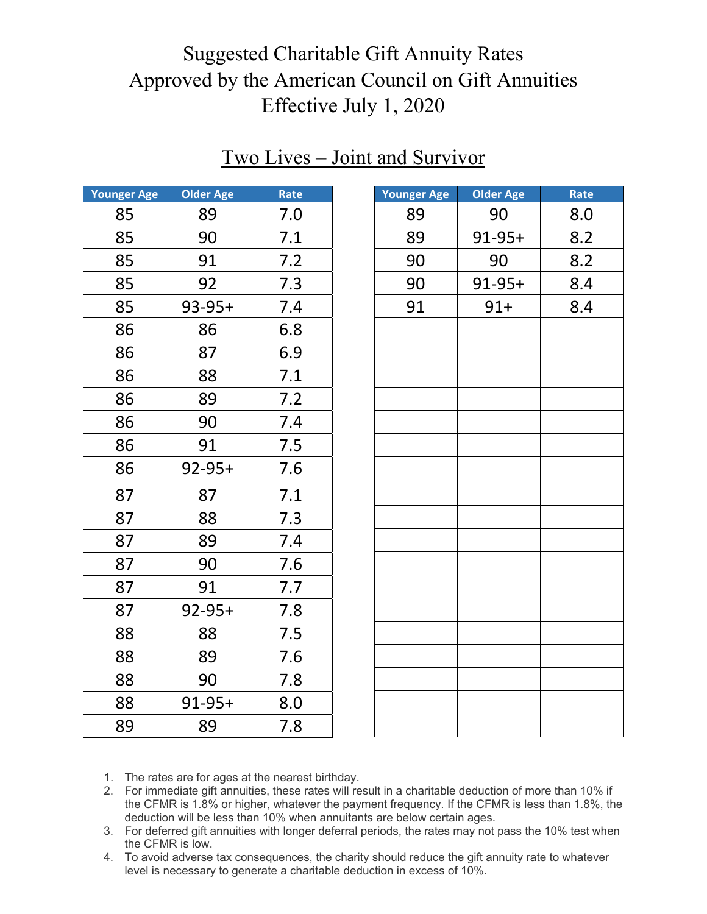# Suggested Charitable Gift Annuity Rates
# Approved by the American Council on Gift Annuities
# Effective July 1, 2020

## Two Lives – Joint and Survivor

| Younger Age | Older Age | Rate |
|---|---|---|
| 85 | 89 | 7.0 |
| 85 | 90 | 7.1 |
| 85 | 91 | 7.2 |
| 85 | 92 | 7.3 |
| 85 | 93-95+ | 7.4 |
| 86 | 86 | 6.8 |
| 86 | 87 | 6.9 |
| 86 | 88 | 7.1 |
| 86 | 89 | 7.2 |
| 86 | 90 | 7.4 |
| 86 | 91 | 7.5 |
| 86 | 92-95+ | 7.6 |
| 87 | 87 | 7.1 |
| 87 | 88 | 7.3 |
| 87 | 89 | 7.4 |
| 87 | 90 | 7.6 |
| 87 | 91 | 7.7 |
| 87 | 92-95+ | 7.8 |
| 88 | 88 | 7.5 |
| 88 | 89 | 7.6 |
| 88 | 90 | 7.8 |
| 88 | 91-95+ | 8.0 |
| 89 | 89 | 7.8 |
| 89 | 90 | 8.0 |
| 89 | 91-95+ | 8.2 |
| 90 | 90 | 8.2 |
| 90 | 91-95+ | 8.4 |
| 91 | 91+ | 8.4 |

1. The rates are for ages at the nearest birthday.
2. For immediate gift annuities, these rates will result in a charitable deduction of more than 10% if the CFMR is 1.8% or higher, whatever the payment frequency. If the CFMR is less than 1.8%, the deduction will be less than 10% when annuitants are below certain ages.
3. For deferred gift annuities with longer deferral periods, the rates may not pass the 10% test when the CFMR is low.
4. To avoid adverse tax consequences, the charity should reduce the gift annuity rate to whatever level is necessary to generate a charitable deduction in excess of 10%.